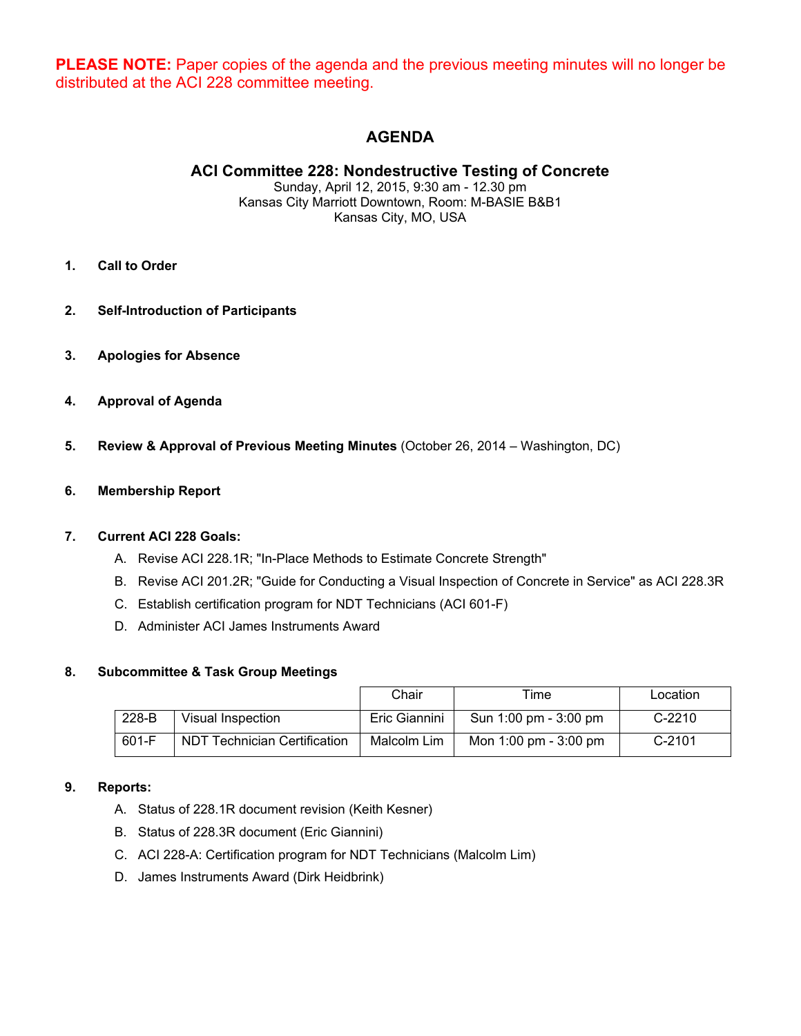**PLEASE NOTE:** Paper copies of the agenda and the previous meeting minutes will no longer be distributed at the ACI 228 committee meeting.

# AGENDA

## ACI Committee 228: Nondestructive Testing of Concrete

Sunday, April 12, 2015, 9:30 am - 12.30 pm
Kansas City Marriott Downtown, Room: M-BASIE B&B1
Kansas City, MO, USA

1. **Call to Order**

2. **Self-Introduction of Participants**

3. **Apologies for Absence**

4. **Approval of Agenda**

5. **Review & Approval of Previous Meeting Minutes** (October 26, 2014 – Washington, DC)

6. **Membership Report**

7. **Current ACI 228 Goals:**
   - A. Revise ACI 228.1R; "In-Place Methods to Estimate Concrete Strength"
   - B. Revise ACI 201.2R; "Guide for Conducting a Visual Inspection of Concrete in Service" as ACI 228.3R
   - C. Establish certification program for NDT Technicians (ACI 601-F)
   - D. Administer ACI James Instruments Award

8. **Subcommittee & Task Group Meetings**

| | | Chair | Time | Location |
|---|---|---|---|---|
| 228-B | Visual Inspection | Eric Giannini | Sun 1:00 pm - 3:00 pm | C-2210 |
| 601-F | NDT Technician Certification | Malcolm Lim | Mon 1:00 pm - 3:00 pm | C-2101 |

9. **Reports:**
   - A. Status of 228.1R document revision (Keith Kesner)
   - B. Status of 228.3R document (Eric Giannini)
   - C. ACI 228-A: Certification program for NDT Technicians (Malcolm Lim)
   - D. James Instruments Award (Dirk Heidbrink)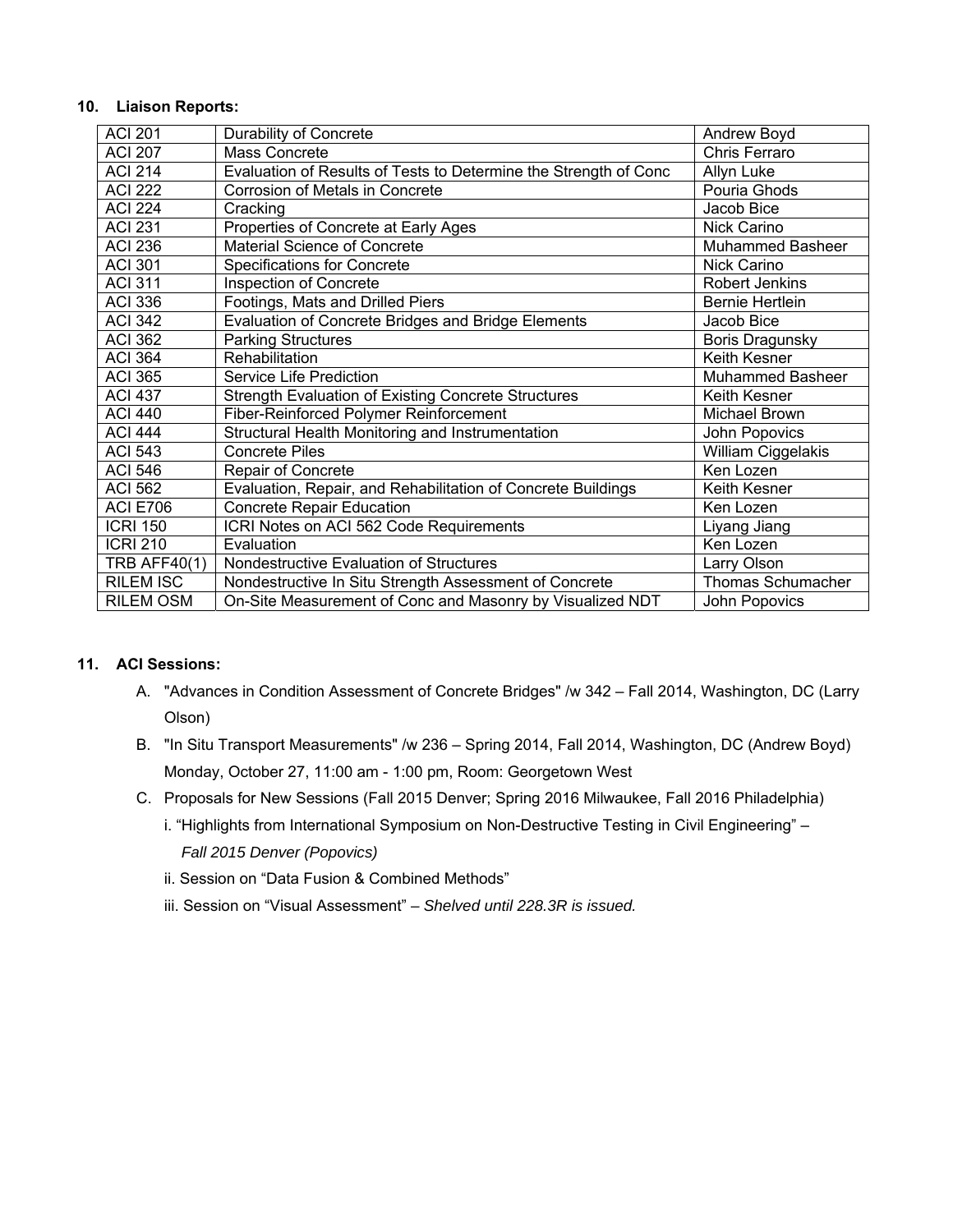**10. Liaison Reports:**

| ACI 201 | Durability of Concrete | Andrew Boyd |
|---|---|---|
| ACI 207 | Mass Concrete | Chris Ferraro |
| ACI 214 | Evaluation of Results of Tests to Determine the Strength of Conc | Allyn Luke |
| ACI 222 | Corrosion of Metals in Concrete | Pouria Ghods |
| ACI 224 | Cracking | Jacob Bice |
| ACI 231 | Properties of Concrete at Early Ages | Nick Carino |
| ACI 236 | Material Science of Concrete | Muhammed Basheer |
| ACI 301 | Specifications for Concrete | Nick Carino |
| ACI 311 | Inspection of Concrete | Robert Jenkins |
| ACI 336 | Footings, Mats and Drilled Piers | Bernie Hertlein |
| ACI 342 | Evaluation of Concrete Bridges and Bridge Elements | Jacob Bice |
| ACI 362 | Parking Structures | Boris Dragunsky |
| ACI 364 | Rehabilitation | Keith Kesner |
| ACI 365 | Service Life Prediction | Muhammed Basheer |
| ACI 437 | Strength Evaluation of Existing Concrete Structures | Keith Kesner |
| ACI 440 | Fiber-Reinforced Polymer Reinforcement | Michael Brown |
| ACI 444 | Structural Health Monitoring and Instrumentation | John Popovics |
| ACI 543 | Concrete Piles | William Ciggelakis |
| ACI 546 | Repair of Concrete | Ken Lozen |
| ACI 562 | Evaluation, Repair, and Rehabilitation of Concrete Buildings | Keith Kesner |
| ACI E706 | Concrete Repair Education | Ken Lozen |
| ICRI 150 | ICRI Notes on ACI 562 Code Requirements | Liyang Jiang |
| ICRI 210 | Evaluation | Ken Lozen |
| TRB AFF40(1) | Nondestructive Evaluation of Structures | Larry Olson |
| RILEM ISC | Nondestructive In Situ Strength Assessment of Concrete | Thomas Schumacher |
| RILEM OSM | On-Site Measurement of Conc and Masonry by Visualized NDT | John Popovics |

**11. ACI Sessions:**

A. "Advances in Condition Assessment of Concrete Bridges" /w 342 – Fall 2014, Washington, DC (Larry Olson)

B. "In Situ Transport Measurements" /w 236 – Spring 2014, Fall 2014, Washington, DC (Andrew Boyd) Monday, October 27, 11:00 am - 1:00 pm, Room: Georgetown West

C. Proposals for New Sessions (Fall 2015 Denver; Spring 2016 Milwaukee, Fall 2016 Philadelphia)

   i. "Highlights from International Symposium on Non-Destructive Testing in Civil Engineering" – *Fall 2015 Denver (Popovics)*

   ii. Session on "Data Fusion & Combined Methods"

   iii. Session on "Visual Assessment" – *Shelved until 228.3R is issued.*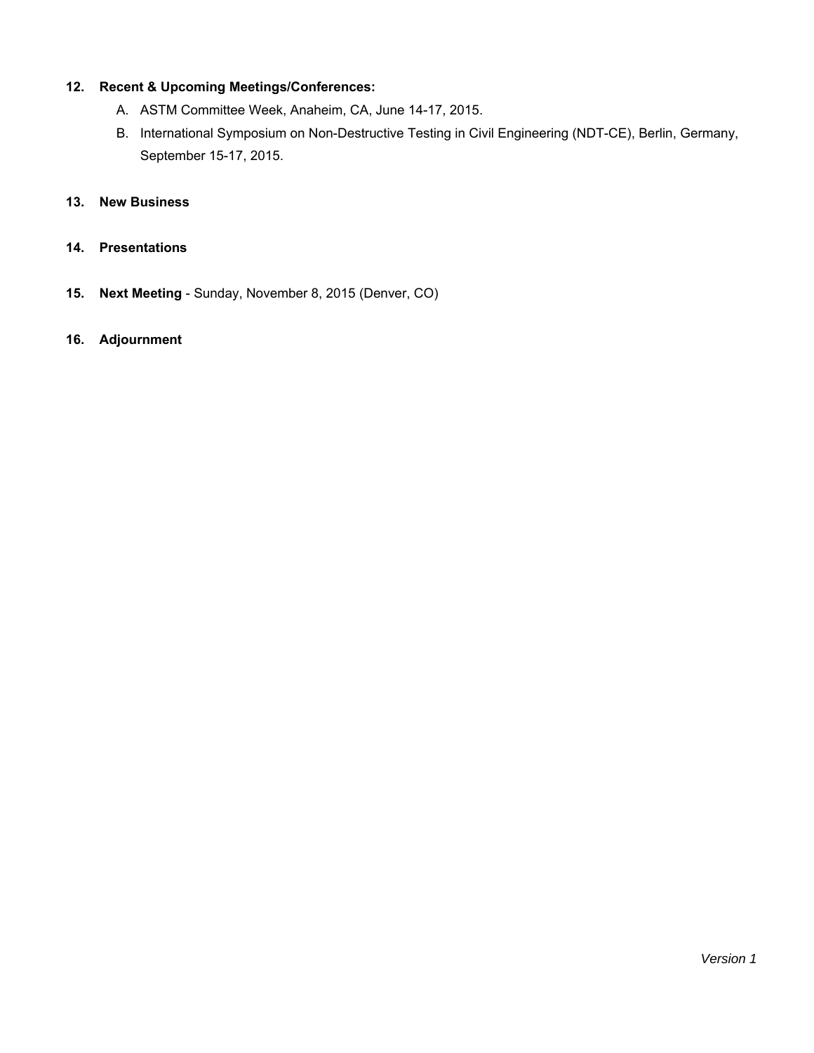**12. Recent & Upcoming Meetings/Conferences:**

A. ASTM Committee Week, Anaheim, CA, June 14-17, 2015.

B. International Symposium on Non-Destructive Testing in Civil Engineering (NDT-CE), Berlin, Germany, September 15-17, 2015.

**13. New Business**

**14. Presentations**

**15. Next Meeting** - Sunday, November 8, 2015 (Denver, CO)

**16. Adjournment**

*Version 1*